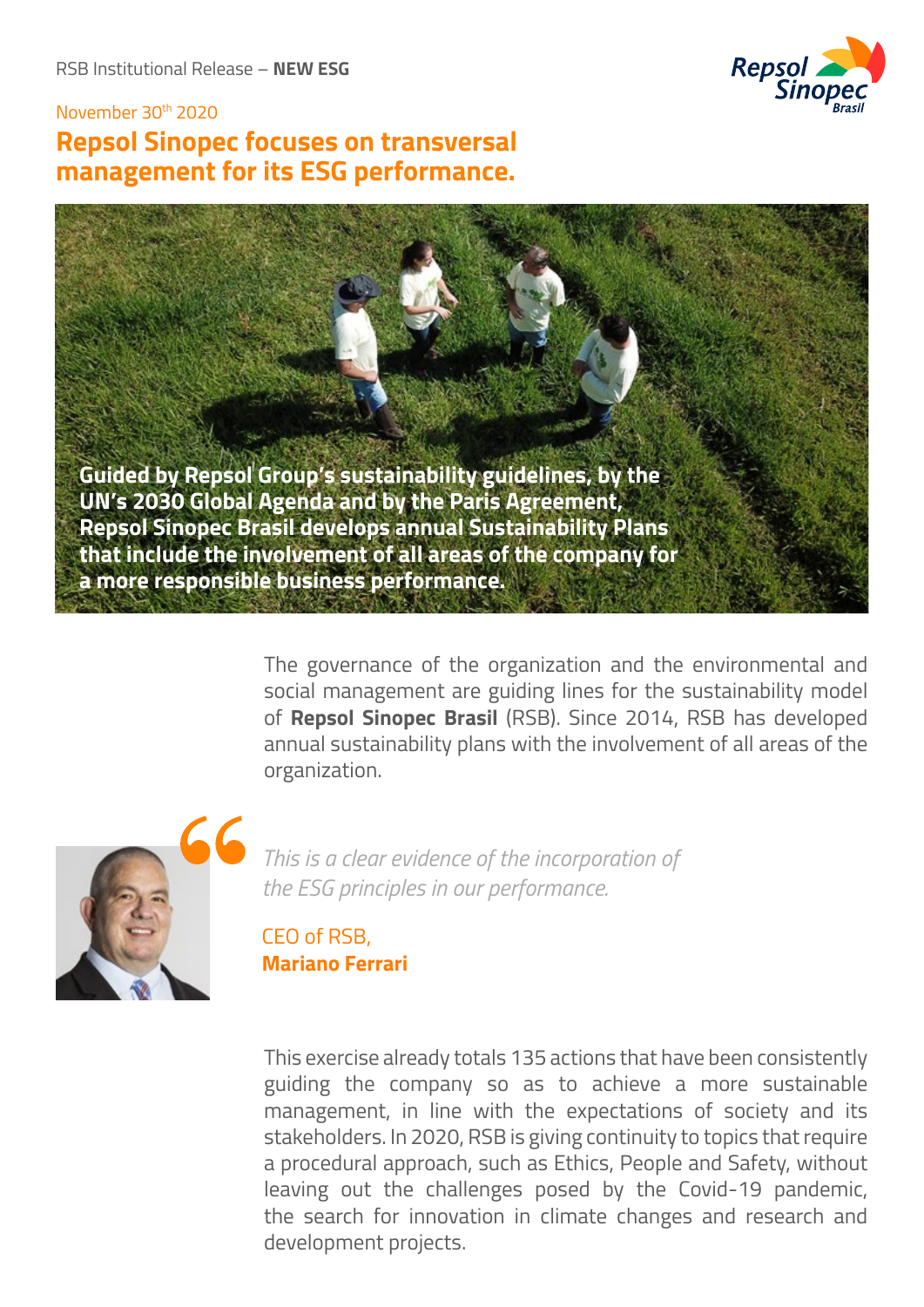RSB Institutional Release – **NEW ESG**

November 30th 2020

# Repsol Sinopec focuses on transversal management for its ESG performance.

**Guided by Repsol Group's sustainability guidelines, by the UN's 2030 Global Agenda and by the Paris Agreement, Repsol Sinopec Brasil develops annual Sustainability Plans that include the involvement of all areas of the company for a more responsible business performance.**

The governance of the organization and the environmental and social management are guiding lines for the sustainability model of **Repsol Sinopec Brasil** (RSB). Since 2014, RSB has developed annual sustainability plans with the involvement of all areas of the organization.

> *This is a clear evidence of the incorporation of the ESG principles in our performance.*
>
> CEO of RSB,
> **Mariano Ferrari**

This exercise already totals 135 actions that have been consistently guiding the company so as to achieve a more sustainable management, in line with the expectations of society and its stakeholders. In 2020, RSB is giving continuity to topics that require a procedural approach, such as Ethics, People and Safety, without leaving out the challenges posed by the Covid-19 pandemic, the search for innovation in climate changes and research and development projects.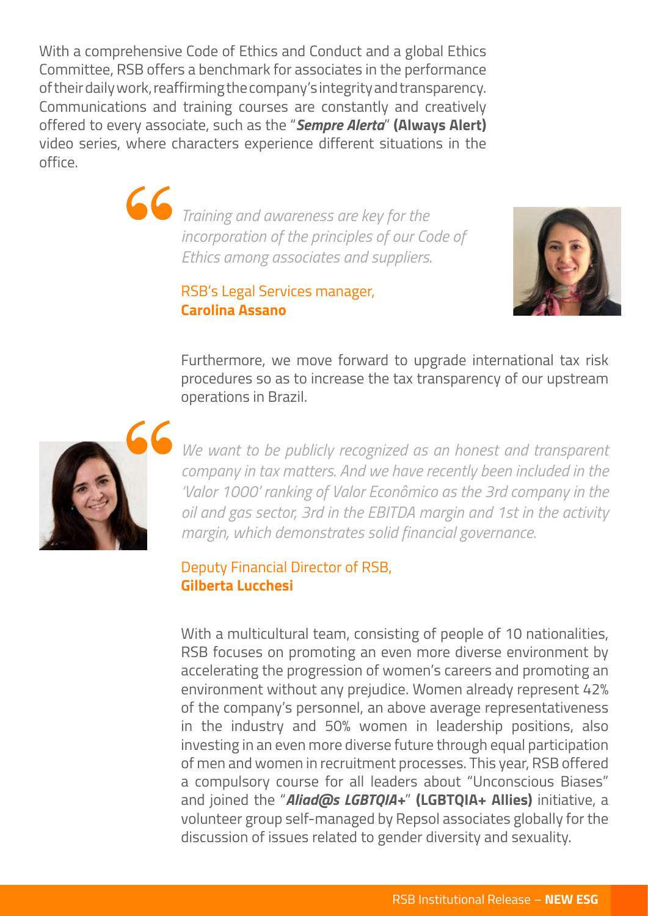With a comprehensive Code of Ethics and Conduct and a global Ethics Committee, RSB offers a benchmark for associates in the performance of their daily work, reaffirming the company's integrity and transparency. Communications and training courses are constantly and creatively offered to every associate, such as the "***Sempre Alerta***" **(Always Alert)** video series, where characters experience different situations in the office.

> *Training and awareness are key for the incorporation of the principles of our Code of Ethics among associates and suppliers.*
>
> RSB's Legal Services manager, **Carolina Assano**

Furthermore, we move forward to upgrade international tax risk procedures so as to increase the tax transparency of our upstream operations in Brazil.

> *We want to be publicly recognized as an honest and transparent company in tax matters. And we have recently been included in the 'Valor 1000' ranking of Valor Econômico as the 3rd company in the oil and gas sector, 3rd in the EBITDA margin and 1st in the activity margin, which demonstrates solid financial governance.*
>
> Deputy Financial Director of RSB, **Gilberta Lucchesi**

With a multicultural team, consisting of people of 10 nationalities, RSB focuses on promoting an even more diverse environment by accelerating the progression of women's careers and promoting an environment without any prejudice. Women already represent 42% of the company's personnel, an above average representativeness in the industry and 50% women in leadership positions, also investing in an even more diverse future through equal participation of men and women in recruitment processes. This year, RSB offered a compulsory course for all leaders about "Unconscious Biases" and joined the "***Aliad@s LGBTQIA+***" **(LGBTQIA+ Allies)** initiative, a volunteer group self-managed by Repsol associates globally for the discussion of issues related to gender diversity and sexuality.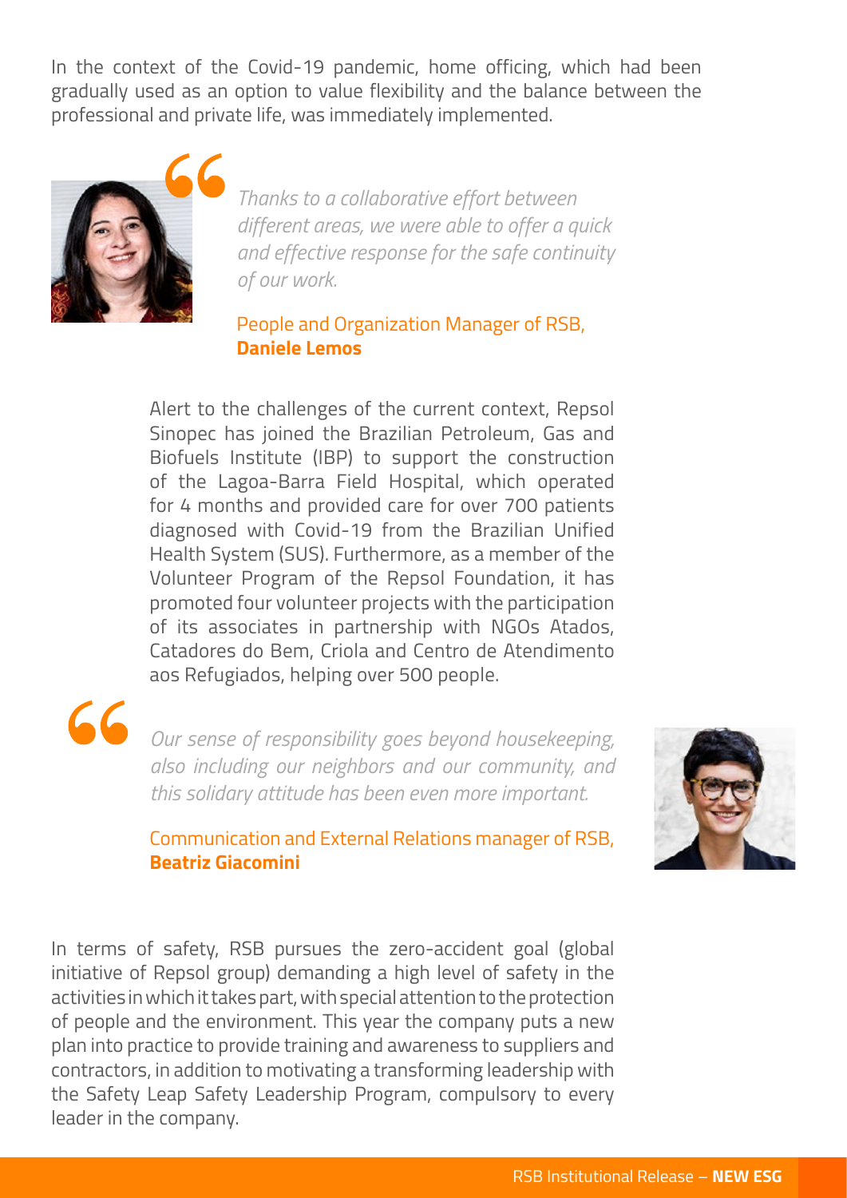In the context of the Covid-19 pandemic, home officing, which had been gradually used as an option to value flexibility and the balance between the professional and private life, was immediately implemented.

> *Thanks to a collaborative effort between different areas, we were able to offer a quick and effective response for the safe continuity of our work.*
>
> People and Organization Manager of RSB, **Daniele Lemos**

Alert to the challenges of the current context, Repsol Sinopec has joined the Brazilian Petroleum, Gas and Biofuels Institute (IBP) to support the construction of the Lagoa-Barra Field Hospital, which operated for 4 months and provided care for over 700 patients diagnosed with Covid-19 from the Brazilian Unified Health System (SUS). Furthermore, as a member of the Volunteer Program of the Repsol Foundation, it has promoted four volunteer projects with the participation of its associates in partnership with NGOs Atados, Catadores do Bem, Criola and Centro de Atendimento aos Refugiados, helping over 500 people.

> *Our sense of responsibility goes beyond housekeeping, also including our neighbors and our community, and this solidary attitude has been even more important.*
>
> Communication and External Relations manager of RSB, **Beatriz Giacomini**

In terms of safety, RSB pursues the zero-accident goal (global initiative of Repsol group) demanding a high level of safety in the activities in which it takes part, with special attention to the protection of people and the environment. This year the company puts a new plan into practice to provide training and awareness to suppliers and contractors, in addition to motivating a transforming leadership with the Safety Leap Safety Leadership Program, compulsory to every leader in the company.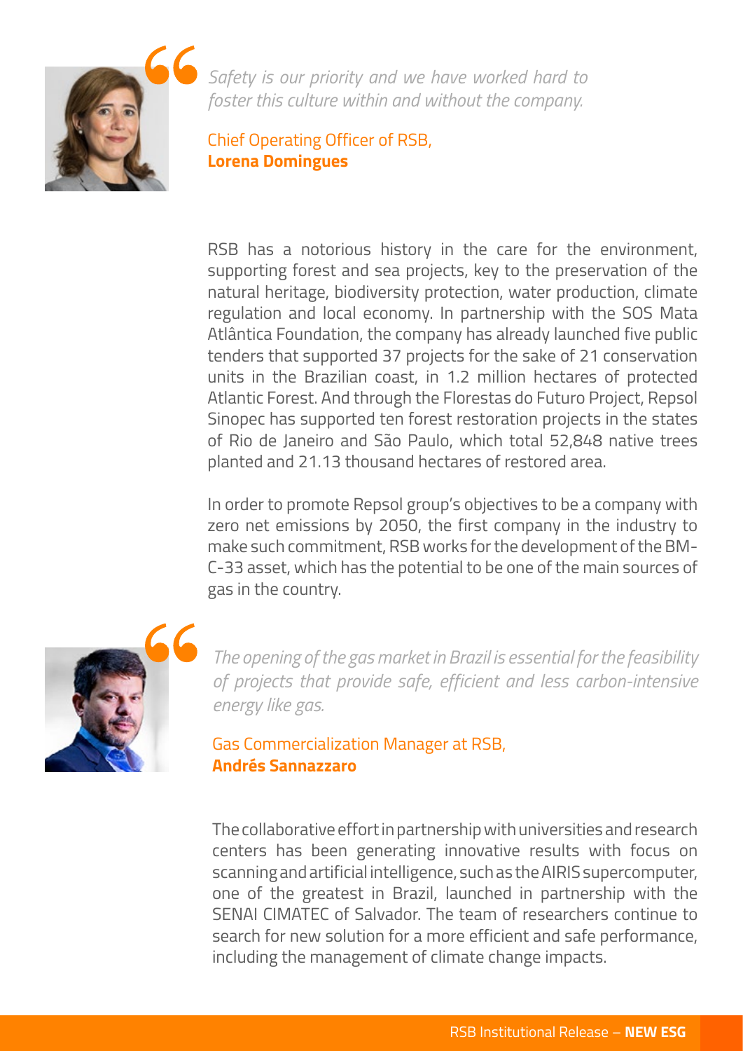> *Safety is our priority and we have worked hard to foster this culture within and without the company.*
>
> Chief Operating Officer of RSB,
> **Lorena Domingues**

RSB has a notorious history in the care for the environment, supporting forest and sea projects, key to the preservation of the natural heritage, biodiversity protection, water production, climate regulation and local economy. In partnership with the SOS Mata Atlântica Foundation, the company has already launched five public tenders that supported 37 projects for the sake of 21 conservation units in the Brazilian coast, in 1.2 million hectares of protected Atlantic Forest. And through the Florestas do Futuro Project, Repsol Sinopec has supported ten forest restoration projects in the states of Rio de Janeiro and São Paulo, which total 52,848 native trees planted and 21.13 thousand hectares of restored area.

In order to promote Repsol group's objectives to be a company with zero net emissions by 2050, the first company in the industry to make such commitment, RSB works for the development of the BM-C-33 asset, which has the potential to be one of the main sources of gas in the country.

> *The opening of the gas market in Brazil is essential for the feasibility of projects that provide safe, efficient and less carbon-intensive energy like gas.*
>
> Gas Commercialization Manager at RSB,
> **Andrés Sannazzaro**

The collaborative effort in partnership with universities and research centers has been generating innovative results with focus on scanning and artificial intelligence, such as the AIRIS supercomputer, one of the greatest in Brazil, launched in partnership with the SENAI CIMATEC of Salvador. The team of researchers continue to search for new solution for a more efficient and safe performance, including the management of climate change impacts.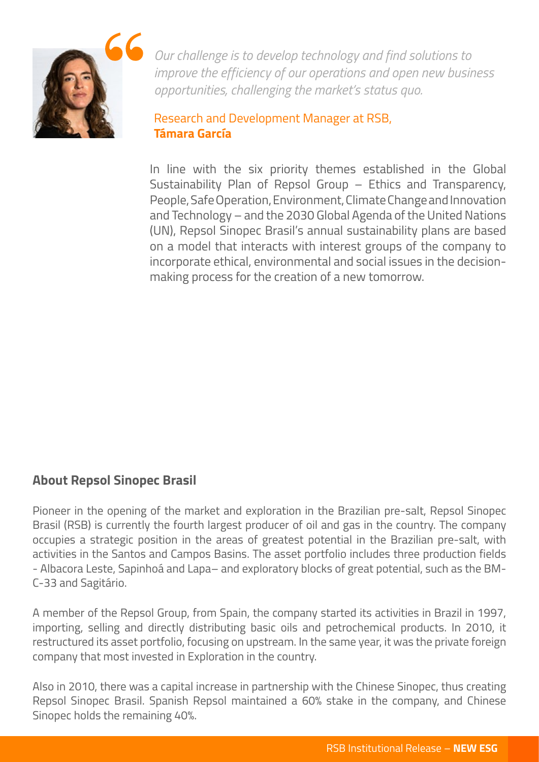> *Our challenge is to develop technology and find solutions to improve the efficiency of our operations and open new business opportunities, challenging the market's status quo.*

Research and Development Manager at RSB,
**Támara García**

In line with the six priority themes established in the Global Sustainability Plan of Repsol Group – Ethics and Transparency, People, Safe Operation, Environment, Climate Change and Innovation and Technology – and the 2030 Global Agenda of the United Nations (UN), Repsol Sinopec Brasil's annual sustainability plans are based on a model that interacts with interest groups of the company to incorporate ethical, environmental and social issues in the decision-making process for the creation of a new tomorrow.

## About Repsol Sinopec Brasil

Pioneer in the opening of the market and exploration in the Brazilian pre-salt, Repsol Sinopec Brasil (RSB) is currently the fourth largest producer of oil and gas in the country. The company occupies a strategic position in the areas of greatest potential in the Brazilian pre-salt, with activities in the Santos and Campos Basins. The asset portfolio includes three production fields - Albacora Leste, Sapinhoá and Lapa– and exploratory blocks of great potential, such as the BM-C-33 and Sagitário.

A member of the Repsol Group, from Spain, the company started its activities in Brazil in 1997, importing, selling and directly distributing basic oils and petrochemical products. In 2010, it restructured its asset portfolio, focusing on upstream. In the same year, it was the private foreign company that most invested in Exploration in the country.

Also in 2010, there was a capital increase in partnership with the Chinese Sinopec, thus creating Repsol Sinopec Brasil. Spanish Repsol maintained a 60% stake in the company, and Chinese Sinopec holds the remaining 40%.